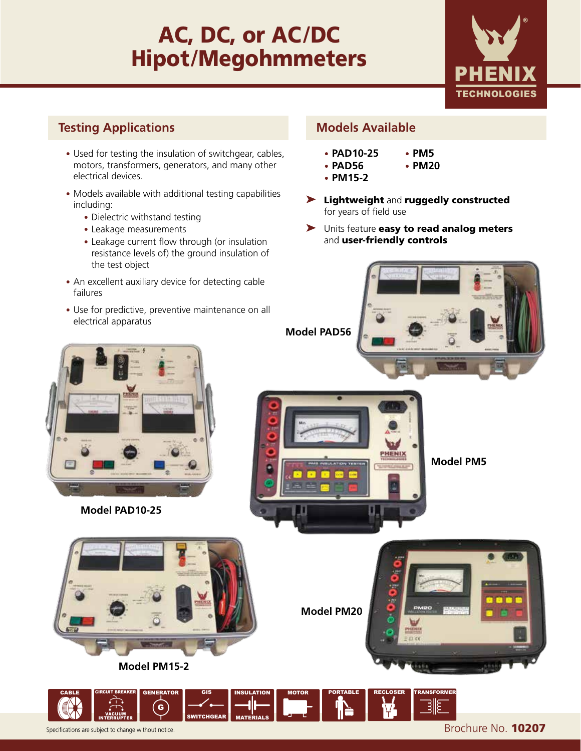# AC, DC, or AC/DC Hipot/Megohmmeters

PHENIX TECHNOLOGIES

## Testing Applications

- Used for testing the insulation of switchgear, cables, motors, transformers, generators, and many other electrical devices.
- Models available with additional testing capabilities including:
  - Dielectric withstand testing
  - Leakage measurements
  - Leakage current flow through (or insulation resistance levels of) the ground insulation of the test object
- An excellent auxiliary device for detecting cable failures
- Use for predictive, preventive maintenance on all electrical apparatus

## Models Available

- **PAD10-25**
- **PAD56**
- **PM15-2**
- **PM5**
- **PM20**

➤ **Lightweight** and **ruggedly constructed** for years of field use

➤ Units feature **easy to read analog meters** and **user-friendly controls**

**Model PAD56**

**Model PAD10-25**

**Model PM5**

**Model PM15-2**

**Model PM20**

CABLE | CIRCUIT BREAKER / VACUUM INTERRUPTER | GENERATOR | GIS SWITCHGEAR | INSULATION MATERIALS | MOTOR | PORTABLE | RECLOSER | TRANSFORMER

Specifications are subject to change without notice.

Brochure No. **10207**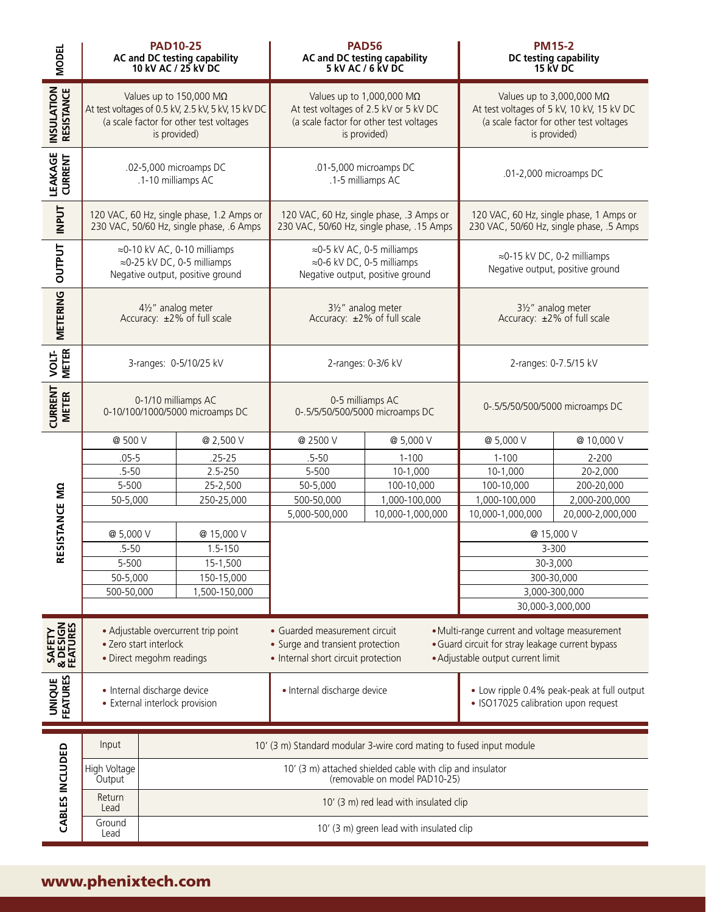| MODEL | PAD10-25<br>AC and DC testing capability<br>10 kV AC / 25 kV DC | PAD56<br>AC and DC testing capability<br>5 kV AC / 6 kV DC | PM15-2<br>DC testing capability<br>15 kV DC |
|---|---|---|---|
| INSULATION RESISTANCE | Values up to 150,000 MΩ At test voltages of 0.5 kV, 2.5 kV, 5 kV, 15 kV DC (a scale factor for other test voltages is provided) | Values up to 1,000,000 MΩ At test voltages of 2.5 kV or 5 kV DC (a scale factor for other test voltages is provided) | Values up to 3,000,000 MΩ At test voltages of 5 kV, 10 kV, 15 kV DC (a scale factor for other test voltages is provided) |
| LEAKAGE CURRENT | .02-5,000 microamps DC<br>.1-10 milliamps AC | .01-5,000 microamps DC<br>.1-5 milliamps AC | .01-2,000 microamps DC |
| INPUT | 120 VAC, 60 Hz, single phase, 1.2 Amps or 230 VAC, 50/60 Hz, single phase, .6 Amps | 120 VAC, 60 Hz, single phase, .3 Amps or 230 VAC, 50/60 Hz, single phase, .15 Amps | 120 VAC, 60 Hz, single phase, 1 Amps or 230 VAC, 50/60 Hz, single phase, .5 Amps |
| OUTPUT | ≈0-10 kV AC, 0-10 milliamps<br>≈0-25 kV DC, 0-5 milliamps<br>Negative output, positive ground | ≈0-5 kV AC, 0-5 milliamps<br>≈0-6 kV DC, 0-5 milliamps<br>Negative output, positive ground | ≈0-15 kV DC, 0-2 milliamps<br>Negative output, positive ground |
| METERING | 4½" analog meter<br>Accuracy: ±2% of full scale | 3½" analog meter<br>Accuracy: ±2% of full scale | 3½" analog meter<br>Accuracy: ±2% of full scale |
| VOLTMETER | 3-ranges: 0-5/10/25 kV | 2-ranges: 0-3/6 kV | 2-ranges: 0-7.5/15 kV |
| CURRENT METER | 0-1/10 milliamps AC<br>0-10/100/1000/5000 microamps DC | 0-5 milliamps AC<br>0-.5/5/50/500/5000 microamps DC | 0-.5/5/50/500/5000 microamps DC |

**RESISTANCE MΩ**

| PAD10-25 @ 500 V | PAD10-25 @ 2,500 V | PAD56 @ 2500 V | PAD56 @ 5,000 V | PM15-2 @ 5,000 V | PM15-2 @ 10,000 V |
|---|---|---|---|---|---|
| .05-5 | .25-25 | .5-50 | 1-100 | 1-100 | 2-200 |
| .5-50 | 2.5-250 | 5-500 | 10-1,000 | 10-1,000 | 20-2,000 |
| 5-500 | 25-2,500 | 50-5,000 | 100-10,000 | 100-10,000 | 200-20,000 |
| 50-5,000 | 250-25,000 | 500-50,000 | 1,000-100,000 | 1,000-100,000 | 2,000-200,000 |
| | | 5,000-500,000 | 10,000-1,000,000 | 10,000-1,000,000 | 20,000-2,000,000 |

| PAD10-25 @ 5,000 V | PAD10-25 @ 15,000 V | PM15-2 @ 15,000 V |
|---|---|---|
| .5-50 | 1.5-150 | 3-300 |
| 5-500 | 15-1,500 | 30-3,000 |
| 50-5,000 | 150-15,000 | 300-30,000 |
| 500-50,000 | 1,500-150,000 | 3,000-300,000 |
| | | 30,000-3,000,000 |

| | PAD10-25 | PAD56 | PM15-2 |
|---|---|---|---|
| SAFETY & DESIGN FEATURES | • Adjustable overcurrent trip point<br>• Zero start interlock<br>• Direct megohm readings | • Guarded measurement circuit<br>• Surge and transient protection<br>• Internal short circuit protection | • Multi-range current and voltage measurement<br>• Guard circuit for stray leakage current bypass<br>• Adjustable output current limit |
| UNIQUE FEATURES | • Internal discharge device<br>• External interlock provision | • Internal discharge device | • Low ripple 0.4% peak-peak at full output<br>• ISO17025 calibration upon request |

**CABLES INCLUDED**

| Cable | Description |
|---|---|
| Input | 10' (3 m) Standard modular 3-wire cord mating to fused input module |
| High Voltage Output | 10' (3 m) attached shielded cable with clip and insulator (removable on model PAD10-25) |
| Return Lead | 10' (3 m) red lead with insulated clip |
| Ground Lead | 10' (3 m) green lead with insulated clip |

www.phenixtech.com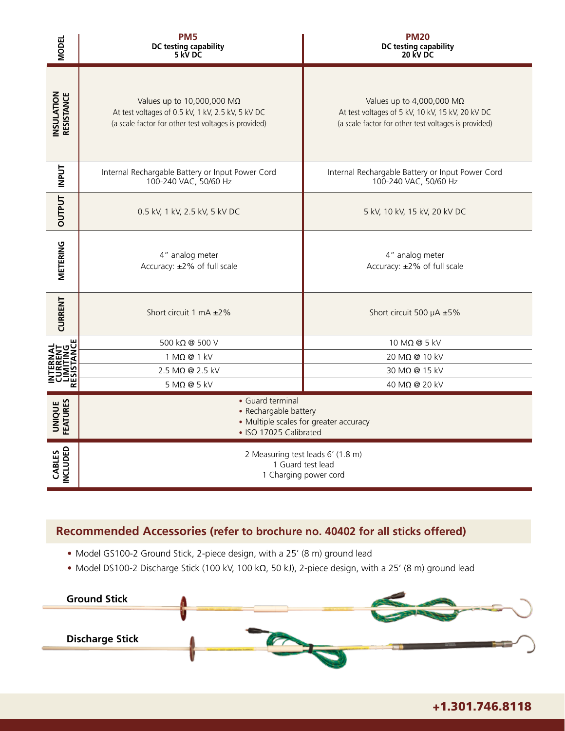| MODEL | PM5<br>DC testing capability<br>5 kV DC | PM20<br>DC testing capability<br>20 kV DC |
|---|---|---|
| INSULATION RESISTANCE | Values up to 10,000,000 MΩ<br>At test voltages of 0.5 kV, 1 kV, 2.5 kV, 5 kV DC<br>(a scale factor for other test voltages is provided) | Values up to 4,000,000 MΩ<br>At test voltages of 5 kV, 10 kV, 15 kV, 20 kV DC<br>(a scale factor for other test voltages is provided) |
| INPUT | Internal Rechargable Battery or Input Power Cord<br>100-240 VAC, 50/60 Hz | Internal Rechargable Battery or Input Power Cord<br>100-240 VAC, 50/60 Hz |
| OUTPUT | 0.5 kV, 1 kV, 2.5 kV, 5 kV DC | 5 kV, 10 kV, 15 kV, 20 kV DC |
| METERING | 4” analog meter<br>Accuracy: ±2% of full scale | 4” analog meter<br>Accuracy: ±2% of full scale |
| CURRENT | Short circuit 1 mA ±2% | Short circuit 500 µA ±5% |
| INTERNAL CURRENT LIMITING RESISTANCE | 500 kΩ @ 500 V | 10 MΩ @ 5 kV |
| | 1 MΩ @ 1 kV | 20 MΩ @ 10 kV |
| | 2.5 MΩ @ 2.5 kV | 30 MΩ @ 15 kV |
| | 5 MΩ @ 5 kV | 40 MΩ @ 20 kV |
| UNIQUE FEATURES | • Guard terminal<br>• Rechargable battery<br>• Multiple scales for greater accuracy<br>• ISO 17025 Calibrated | |
| CABLES INCLUDED | 2 Measuring test leads 6’ (1.8 m)<br>1 Guard test lead<br>1 Charging power cord | |

## Recommended Accessories (refer to brochure no. 40402 for all sticks offered)

- Model GS100-2 Ground Stick, 2-piece design, with a 25’ (8 m) ground lead
- Model DS100-2 Discharge Stick (100 kV, 100 kΩ, 50 kJ), 2-piece design, with a 25’ (8 m) ground lead

**Ground Stick**

**Discharge Stick**

**+1.301.746.8118**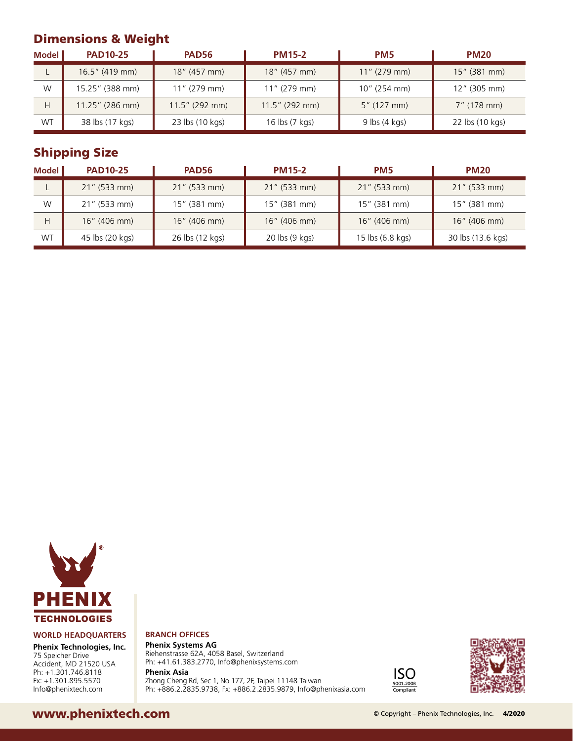## Dimensions & Weight

| Model | PAD10-25 | PAD56 | PM15-2 | PM5 | PM20 |
|---|---|---|---|---|---|
| L | 16.5" (419 mm) | 18" (457 mm) | 18" (457 mm) | 11" (279 mm) | 15" (381 mm) |
| W | 15.25" (388 mm) | 11" (279 mm) | 11" (279 mm) | 10" (254 mm) | 12" (305 mm) |
| H | 11.25" (286 mm) | 11.5" (292 mm) | 11.5" (292 mm) | 5" (127 mm) | 7" (178 mm) |
| WT | 38 lbs (17 kgs) | 23 lbs (10 kgs) | 16 lbs (7 kgs) | 9 lbs (4 kgs) | 22 lbs (10 kgs) |

## Shipping Size

| Model | PAD10-25 | PAD56 | PM15-2 | PM5 | PM20 |
|---|---|---|---|---|---|
| L | 21" (533 mm) | 21" (533 mm) | 21" (533 mm) | 21" (533 mm) | 21" (533 mm) |
| W | 21" (533 mm) | 15" (381 mm) | 15" (381 mm) | 15" (381 mm) | 15" (381 mm) |
| H | 16" (406 mm) | 16" (406 mm) | 16" (406 mm) | 16" (406 mm) | 16" (406 mm) |
| WT | 45 lbs (20 kgs) | 26 lbs (12 kgs) | 20 lbs (9 kgs) | 15 lbs (6.8 kgs) | 30 lbs (13.6 kgs) |

PHENIX®
TECHNOLOGIES

**WORLD HEADQUARTERS**

**Phenix Technologies, Inc.**
75 Speicher Drive
Accident, MD 21520 USA
Ph: +1.301.746.8118
Fx: +1.301.895.5570
Info@phenixtech.com

**BRANCH OFFICES**

**Phenix Systems AG**
Riehenstrasse 62A, 4058 Basel, Switzerland
Ph: +41.61.383.2770, Info@phenixsystems.com

**Phenix Asia**
Zhong Cheng Rd, Sec 1, No 177, 2F, Taipei 11148 Taiwan
Ph: +886.2.2835.9738, Fx: +886.2.2835.9879, Info@phenixasia.com

ISO 9001:2008 Compliant

**www.phenixtech.com**

© Copyright – Phenix Technologies, Inc. **4/2020**